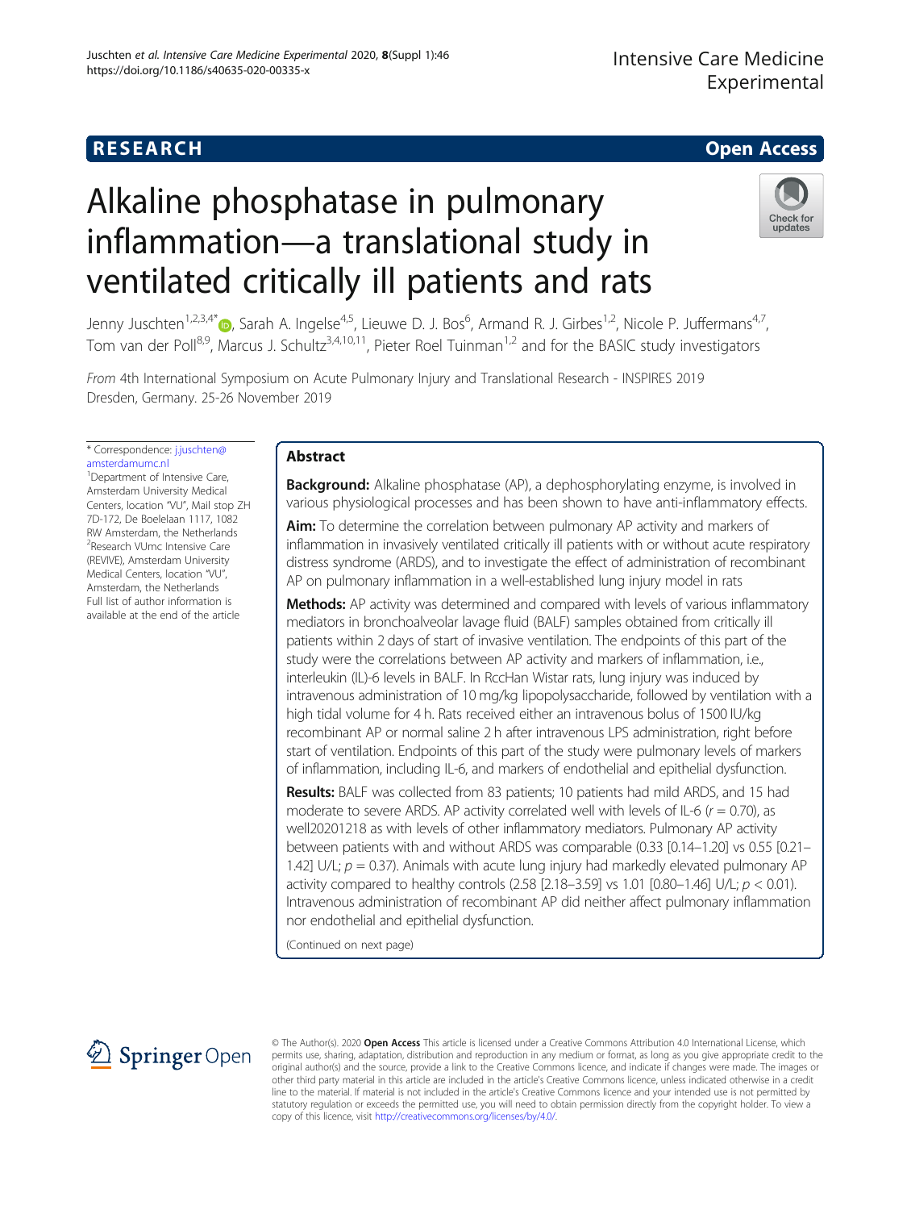RESEARCH

Open Access

# Alkaline phosphatase in pulmonary inflammation—a translational study in ventilated critically ill patients and rats

Jenny Juschten[1,2,3,4*], Sarah A. Ingelse[4,5], Lieuwe D. J. Bos[6], Armand R. J. Girbes[1,2], Nicole P. Juffermans[4,7], Tom van der Poll[8,9], Marcus J. Schultz[3,4,10,11], Pieter Roel Tuinman[1,2] and for the BASIC study investigators

*From* 4th International Symposium on Acute Pulmonary Injury and Translational Research - INSPIRES 2019 Dresden, Germany. 25-26 November 2019

\* Correspondence: j.juschten@amsterdamumc.nl

[1]Department of Intensive Care, Amsterdam University Medical Centers, location "VU", Mail stop ZH 7D-172, De Boelelaan 1117, 1082 RW Amsterdam, the Netherlands

[2]Research VUmc Intensive Care (REVIVE), Amsterdam University Medical Centers, location "VU", Amsterdam, the Netherlands

Full list of author information is available at the end of the article

## Abstract

**Background:** Alkaline phosphatase (AP), a dephosphorylating enzyme, is involved in various physiological processes and has been shown to have anti-inflammatory effects.

**Aim:** To determine the correlation between pulmonary AP activity and markers of inflammation in invasively ventilated critically ill patients with or without acute respiratory distress syndrome (ARDS), and to investigate the effect of administration of recombinant AP on pulmonary inflammation in a well-established lung injury model in rats

**Methods:** AP activity was determined and compared with levels of various inflammatory mediators in bronchoalveolar lavage fluid (BALF) samples obtained from critically ill patients within 2 days of start of invasive ventilation. The endpoints of this part of the study were the correlations between AP activity and markers of inflammation, i.e., interleukin (IL)-6 levels in BALF. In RccHan Wistar rats, lung injury was induced by intravenous administration of 10 mg/kg lipopolysaccharide, followed by ventilation with a high tidal volume for 4 h. Rats received either an intravenous bolus of 1500 IU/kg recombinant AP or normal saline 2 h after intravenous LPS administration, right before start of ventilation. Endpoints of this part of the study were pulmonary levels of markers of inflammation, including IL-6, and markers of endothelial and epithelial dysfunction.

**Results:** BALF was collected from 83 patients; 10 patients had mild ARDS, and 15 had moderate to severe ARDS. AP activity correlated well with levels of IL-6 ($r = 0.70$), as well20201218 as with levels of other inflammatory mediators. Pulmonary AP activity between patients with and without ARDS was comparable (0.33 [0.14–1.20] vs 0.55 [0.21–1.42] U/L; $p = 0.37$). Animals with acute lung injury had markedly elevated pulmonary AP activity compared to healthy controls (2.58 [2.18–3.59] vs 1.01 [0.80–1.46] U/L; $p < 0.01$). Intravenous administration of recombinant AP did neither affect pulmonary inflammation nor endothelial and epithelial dysfunction.

(Continued on next page)

© The Author(s). 2020 **Open Access** This article is licensed under a Creative Commons Attribution 4.0 International License, which permits use, sharing, adaptation, distribution and reproduction in any medium or format, as long as you give appropriate credit to the original author(s) and the source, provide a link to the Creative Commons licence, and indicate if changes were made. The images or other third party material in this article are included in the article's Creative Commons licence, unless indicated otherwise in a credit line to the material. If material is not included in the article's Creative Commons licence and your intended use is not permitted by statutory regulation or exceeds the permitted use, you will need to obtain permission directly from the copyright holder. To view a copy of this licence, visit http://creativecommons.org/licenses/by/4.0/.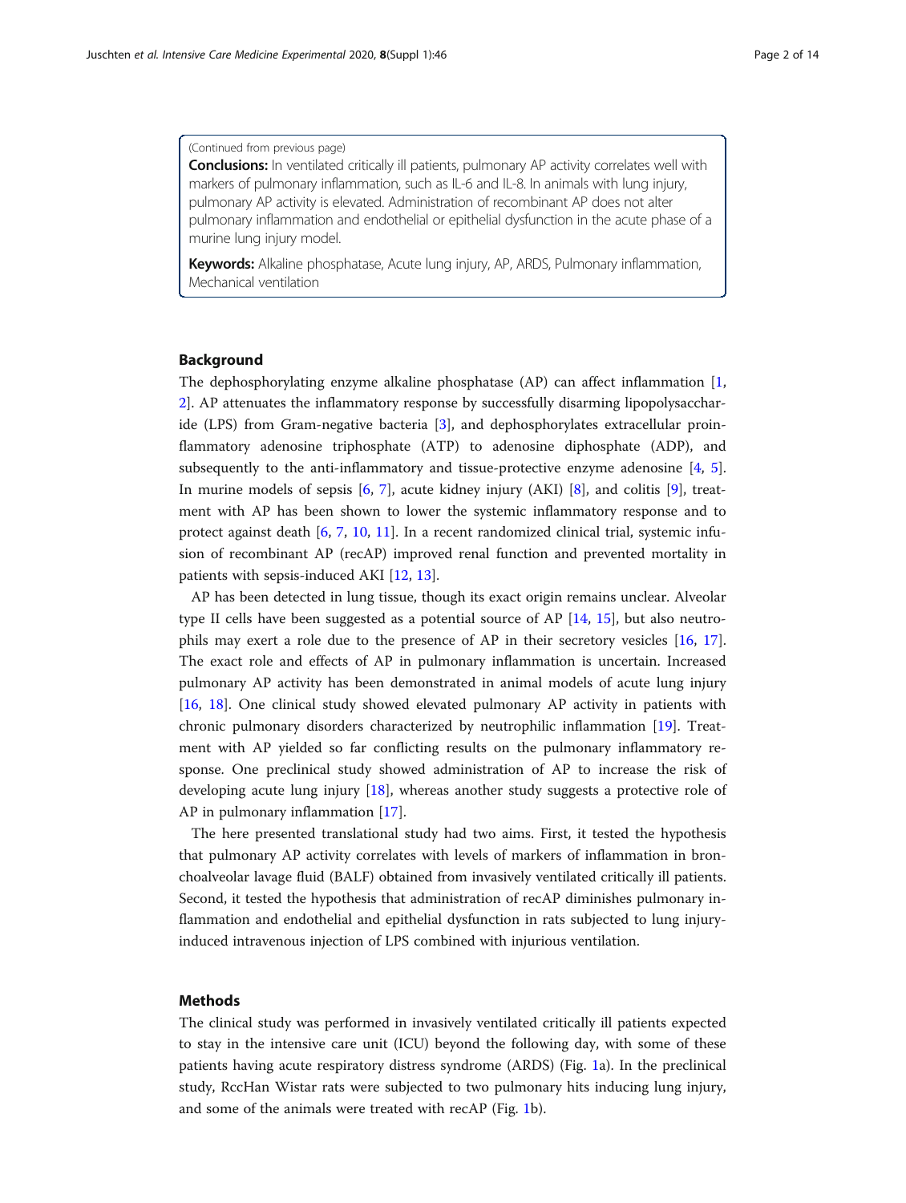(Continued from previous page)

**Conclusions:** In ventilated critically ill patients, pulmonary AP activity correlates well with markers of pulmonary inflammation, such as IL-6 and IL-8. In animals with lung injury, pulmonary AP activity is elevated. Administration of recombinant AP does not alter pulmonary inflammation and endothelial or epithelial dysfunction in the acute phase of a murine lung injury model.

**Keywords:** Alkaline phosphatase, Acute lung injury, AP, ARDS, Pulmonary inflammation, Mechanical ventilation

## Background

The dephosphorylating enzyme alkaline phosphatase (AP) can affect inflammation [1, 2]. AP attenuates the inflammatory response by successfully disarming lipopolysaccharide (LPS) from Gram-negative bacteria [3], and dephosphorylates extracellular proinflammatory adenosine triphosphate (ATP) to adenosine diphosphate (ADP), and subsequently to the anti-inflammatory and tissue-protective enzyme adenosine [4, 5]. In murine models of sepsis [6, 7], acute kidney injury (AKI) [8], and colitis [9], treatment with AP has been shown to lower the systemic inflammatory response and to protect against death [6, 7, 10, 11]. In a recent randomized clinical trial, systemic infusion of recombinant AP (recAP) improved renal function and prevented mortality in patients with sepsis-induced AKI [12, 13].

AP has been detected in lung tissue, though its exact origin remains unclear. Alveolar type II cells have been suggested as a potential source of AP [14, 15], but also neutrophils may exert a role due to the presence of AP in their secretory vesicles [16, 17]. The exact role and effects of AP in pulmonary inflammation is uncertain. Increased pulmonary AP activity has been demonstrated in animal models of acute lung injury [16, 18]. One clinical study showed elevated pulmonary AP activity in patients with chronic pulmonary disorders characterized by neutrophilic inflammation [19]. Treatment with AP yielded so far conflicting results on the pulmonary inflammatory response. One preclinical study showed administration of AP to increase the risk of developing acute lung injury [18], whereas another study suggests a protective role of AP in pulmonary inflammation [17].

The here presented translational study had two aims. First, it tested the hypothesis that pulmonary AP activity correlates with levels of markers of inflammation in bronchoalveolar lavage fluid (BALF) obtained from invasively ventilated critically ill patients. Second, it tested the hypothesis that administration of recAP diminishes pulmonary inflammation and endothelial and epithelial dysfunction in rats subjected to lung injury-induced intravenous injection of LPS combined with injurious ventilation.

## Methods

The clinical study was performed in invasively ventilated critically ill patients expected to stay in the intensive care unit (ICU) beyond the following day, with some of these patients having acute respiratory distress syndrome (ARDS) (Fig. 1a). In the preclinical study, RccHan Wistar rats were subjected to two pulmonary hits inducing lung injury, and some of the animals were treated with recAP (Fig. 1b).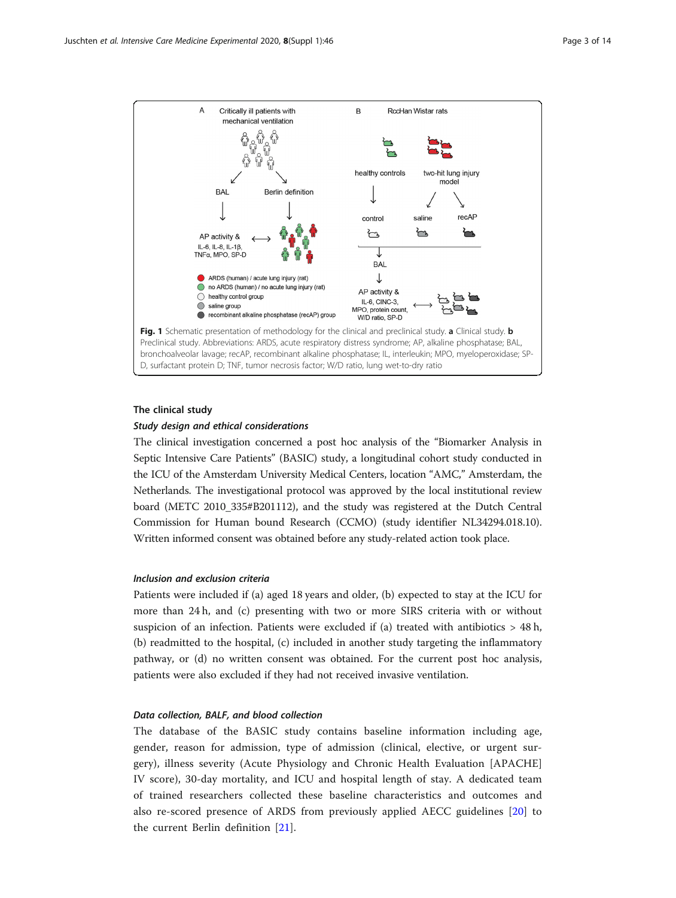Fig. 1 Schematic presentation of methodology for the clinical and preclinical study. **a** Clinical study. **b** Preclinical study. Abbreviations: ARDS, acute respiratory distress syndrome; AP, alkaline phosphatase; BAL, bronchoalveolar lavage; recAP, recombinant alkaline phosphatase; IL, interleukin; MPO, myeloperoxidase; SP-D, surfactant protein D; TNF, tumor necrosis factor; W/D ratio, lung wet-to-dry ratio

### The clinical study

#### *Study design and ethical considerations*

The clinical investigation concerned a post hoc analysis of the "Biomarker Analysis in Septic Intensive Care Patients" (BASIC) study, a longitudinal cohort study conducted in the ICU of the Amsterdam University Medical Centers, location "AMC," Amsterdam, the Netherlands. The investigational protocol was approved by the local institutional review board (METC 2010_335#B201112), and the study was registered at the Dutch Central Commission for Human bound Research (CCMO) (study identifier NL34294.018.10). Written informed consent was obtained before any study-related action took place.

#### *Inclusion and exclusion criteria*

Patients were included if (a) aged 18 years and older, (b) expected to stay at the ICU for more than 24 h, and (c) presenting with two or more SIRS criteria with or without suspicion of an infection. Patients were excluded if (a) treated with antibiotics > 48 h, (b) readmitted to the hospital, (c) included in another study targeting the inflammatory pathway, or (d) no written consent was obtained. For the current post hoc analysis, patients were also excluded if they had not received invasive ventilation.

#### *Data collection, BALF, and blood collection*

The database of the BASIC study contains baseline information including age, gender, reason for admission, type of admission (clinical, elective, or urgent surgery), illness severity (Acute Physiology and Chronic Health Evaluation [APACHE] IV score), 30-day mortality, and ICU and hospital length of stay. A dedicated team of trained researchers collected these baseline characteristics and outcomes and also re-scored presence of ARDS from previously applied AECC guidelines [20] to the current Berlin definition [21].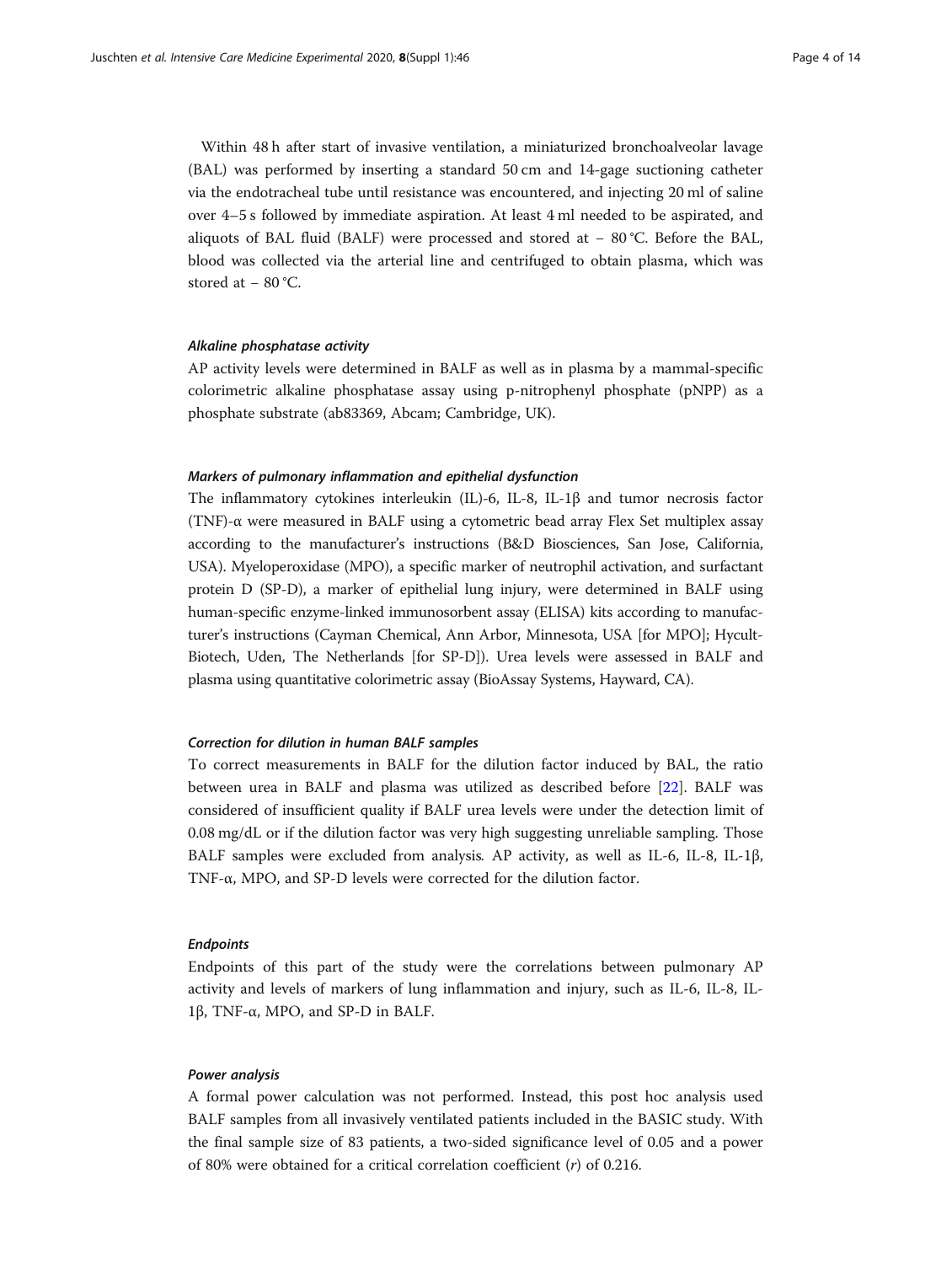Within 48 h after start of invasive ventilation, a miniaturized bronchoalveolar lavage (BAL) was performed by inserting a standard 50 cm and 14-gage suctioning catheter via the endotracheal tube until resistance was encountered, and injecting 20 ml of saline over 4–5 s followed by immediate aspiration. At least 4 ml needed to be aspirated, and aliquots of BAL fluid (BALF) were processed and stored at − 80 °C. Before the BAL, blood was collected via the arterial line and centrifuged to obtain plasma, which was stored at − 80 °C.

#### *Alkaline phosphatase activity*

AP activity levels were determined in BALF as well as in plasma by a mammal-specific colorimetric alkaline phosphatase assay using p-nitrophenyl phosphate (pNPP) as a phosphate substrate (ab83369, Abcam; Cambridge, UK).

#### *Markers of pulmonary inflammation and epithelial dysfunction*

The inflammatory cytokines interleukin (IL)-6, IL-8, IL-1β and tumor necrosis factor (TNF)-α were measured in BALF using a cytometric bead array Flex Set multiplex assay according to the manufacturer's instructions (B&D Biosciences, San Jose, California, USA). Myeloperoxidase (MPO), a specific marker of neutrophil activation, and surfactant protein D (SP-D), a marker of epithelial lung injury, were determined in BALF using human-specific enzyme-linked immunosorbent assay (ELISA) kits according to manufacturer's instructions (Cayman Chemical, Ann Arbor, Minnesota, USA [for MPO]; Hycult-Biotech, Uden, The Netherlands [for SP-D]). Urea levels were assessed in BALF and plasma using quantitative colorimetric assay (BioAssay Systems, Hayward, CA).

#### *Correction for dilution in human BALF samples*

To correct measurements in BALF for the dilution factor induced by BAL, the ratio between urea in BALF and plasma was utilized as described before [22]. BALF was considered of insufficient quality if BALF urea levels were under the detection limit of 0.08 mg/dL or if the dilution factor was very high suggesting unreliable sampling. Those BALF samples were excluded from analysis. AP activity, as well as IL-6, IL-8, IL-1β, TNF-α, MPO, and SP-D levels were corrected for the dilution factor.

#### *Endpoints*

Endpoints of this part of the study were the correlations between pulmonary AP activity and levels of markers of lung inflammation and injury, such as IL-6, IL-8, IL-1β, TNF-α, MPO, and SP-D in BALF.

#### *Power analysis*

A formal power calculation was not performed. Instead, this post hoc analysis used BALF samples from all invasively ventilated patients included in the BASIC study. With the final sample size of 83 patients, a two-sided significance level of 0.05 and a power of 80% were obtained for a critical correlation coefficient ($r$) of 0.216.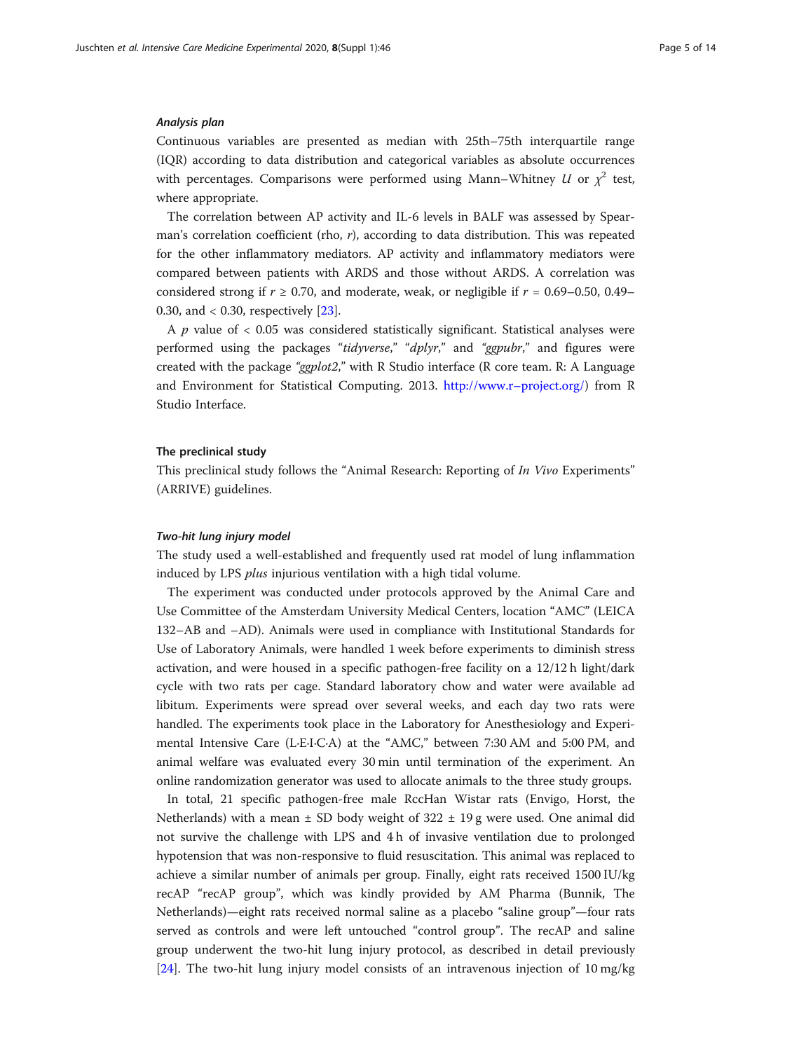#### *Analysis plan*

Continuous variables are presented as median with 25th–75th interquartile range (IQR) according to data distribution and categorical variables as absolute occurrences with percentages. Comparisons were performed using Mann–Whitney $U$ or $\chi^2$ test, where appropriate.

The correlation between AP activity and IL-6 levels in BALF was assessed by Spearman's correlation coefficient (rho, $r$), according to data distribution. This was repeated for the other inflammatory mediators. AP activity and inflammatory mediators were compared between patients with ARDS and those without ARDS. A correlation was considered strong if $r \geq 0.70$, and moderate, weak, or negligible if $r$ = 0.69–0.50, 0.49–0.30, and < 0.30, respectively [23].

A $p$ value of < 0.05 was considered statistically significant. Statistical analyses were performed using the packages "*tidyverse*," "*dplyr*," and "*ggpubr*," and figures were created with the package *"ggplot2*," with R Studio interface (R core team. R: A Language and Environment for Statistical Computing. 2013. http://www.r–project.org/) from R Studio Interface.

### The preclinical study

This preclinical study follows the "Animal Research: Reporting of *In Vivo* Experiments" (ARRIVE) guidelines.

#### *Two-hit lung injury model*

The study used a well-established and frequently used rat model of lung inflammation induced by LPS *plus* injurious ventilation with a high tidal volume.

The experiment was conducted under protocols approved by the Animal Care and Use Committee of the Amsterdam University Medical Centers, location "AMC" (LEICA 132–AB and –AD). Animals were used in compliance with Institutional Standards for Use of Laboratory Animals, were handled 1 week before experiments to diminish stress activation, and were housed in a specific pathogen-free facility on a 12/12 h light/dark cycle with two rats per cage. Standard laboratory chow and water were available ad libitum. Experiments were spread over several weeks, and each day two rats were handled. The experiments took place in the Laboratory for Anesthesiology and Experimental Intensive Care (L·E·I·C·A) at the "AMC," between 7:30 AM and 5:00 PM, and animal welfare was evaluated every 30 min until termination of the experiment. An online randomization generator was used to allocate animals to the three study groups.

In total, 21 specific pathogen-free male RccHan Wistar rats (Envigo, Horst, the Netherlands) with a mean ± SD body weight of 322 ± 19 g were used. One animal did not survive the challenge with LPS and 4 h of invasive ventilation due to prolonged hypotension that was non-responsive to fluid resuscitation. This animal was replaced to achieve a similar number of animals per group. Finally, eight rats received 1500 IU/kg recAP "recAP group", which was kindly provided by AM Pharma (Bunnik, The Netherlands)—eight rats received normal saline as a placebo "saline group"—four rats served as controls and were left untouched "control group". The recAP and saline group underwent the two-hit lung injury protocol, as described in detail previously [24]. The two-hit lung injury model consists of an intravenous injection of 10 mg/kg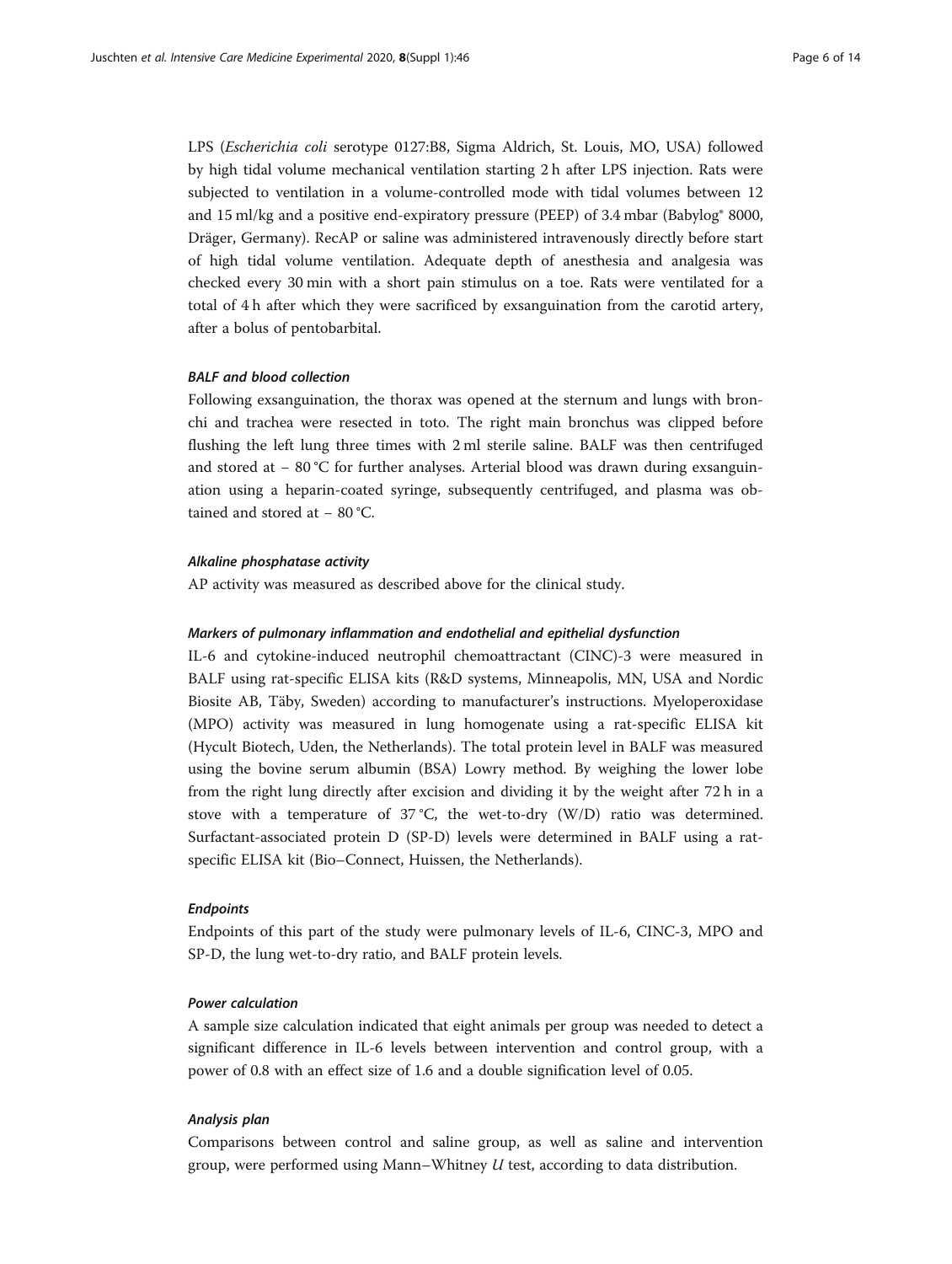LPS (*Escherichia coli* serotype 0127:B8, Sigma Aldrich, St. Louis, MO, USA) followed by high tidal volume mechanical ventilation starting 2 h after LPS injection. Rats were subjected to ventilation in a volume-controlled mode with tidal volumes between 12 and 15 ml/kg and a positive end-expiratory pressure (PEEP) of 3.4 mbar (Babylog® 8000, Dräger, Germany). RecAP or saline was administered intravenously directly before start of high tidal volume ventilation. Adequate depth of anesthesia and analgesia was checked every 30 min with a short pain stimulus on a toe. Rats were ventilated for a total of 4 h after which they were sacrificed by exsanguination from the carotid artery, after a bolus of pentobarbital.

#### *BALF and blood collection*

Following exsanguination, the thorax was opened at the sternum and lungs with bronchi and trachea were resected in toto. The right main bronchus was clipped before flushing the left lung three times with 2 ml sterile saline. BALF was then centrifuged and stored at − 80 °C for further analyses. Arterial blood was drawn during exsanguination using a heparin-coated syringe, subsequently centrifuged, and plasma was obtained and stored at − 80 °C.

#### *Alkaline phosphatase activity*

AP activity was measured as described above for the clinical study.

#### *Markers of pulmonary inflammation and endothelial and epithelial dysfunction*

IL-6 and cytokine-induced neutrophil chemoattractant (CINC)-3 were measured in BALF using rat-specific ELISA kits (R&D systems, Minneapolis, MN, USA and Nordic Biosite AB, Täby, Sweden) according to manufacturer's instructions. Myeloperoxidase (MPO) activity was measured in lung homogenate using a rat-specific ELISA kit (Hycult Biotech, Uden, the Netherlands). The total protein level in BALF was measured using the bovine serum albumin (BSA) Lowry method. By weighing the lower lobe from the right lung directly after excision and dividing it by the weight after 72 h in a stove with a temperature of 37 °C, the wet-to-dry (W/D) ratio was determined. Surfactant-associated protein D (SP-D) levels were determined in BALF using a rat-specific ELISA kit (Bio–Connect, Huissen, the Netherlands).

#### *Endpoints*

Endpoints of this part of the study were pulmonary levels of IL-6, CINC-3, MPO and SP-D, the lung wet-to-dry ratio, and BALF protein levels.

#### *Power calculation*

A sample size calculation indicated that eight animals per group was needed to detect a significant difference in IL-6 levels between intervention and control group, with a power of 0.8 with an effect size of 1.6 and a double signification level of 0.05.

#### *Analysis plan*

Comparisons between control and saline group, as well as saline and intervention group, were performed using Mann–Whitney *U* test, according to data distribution.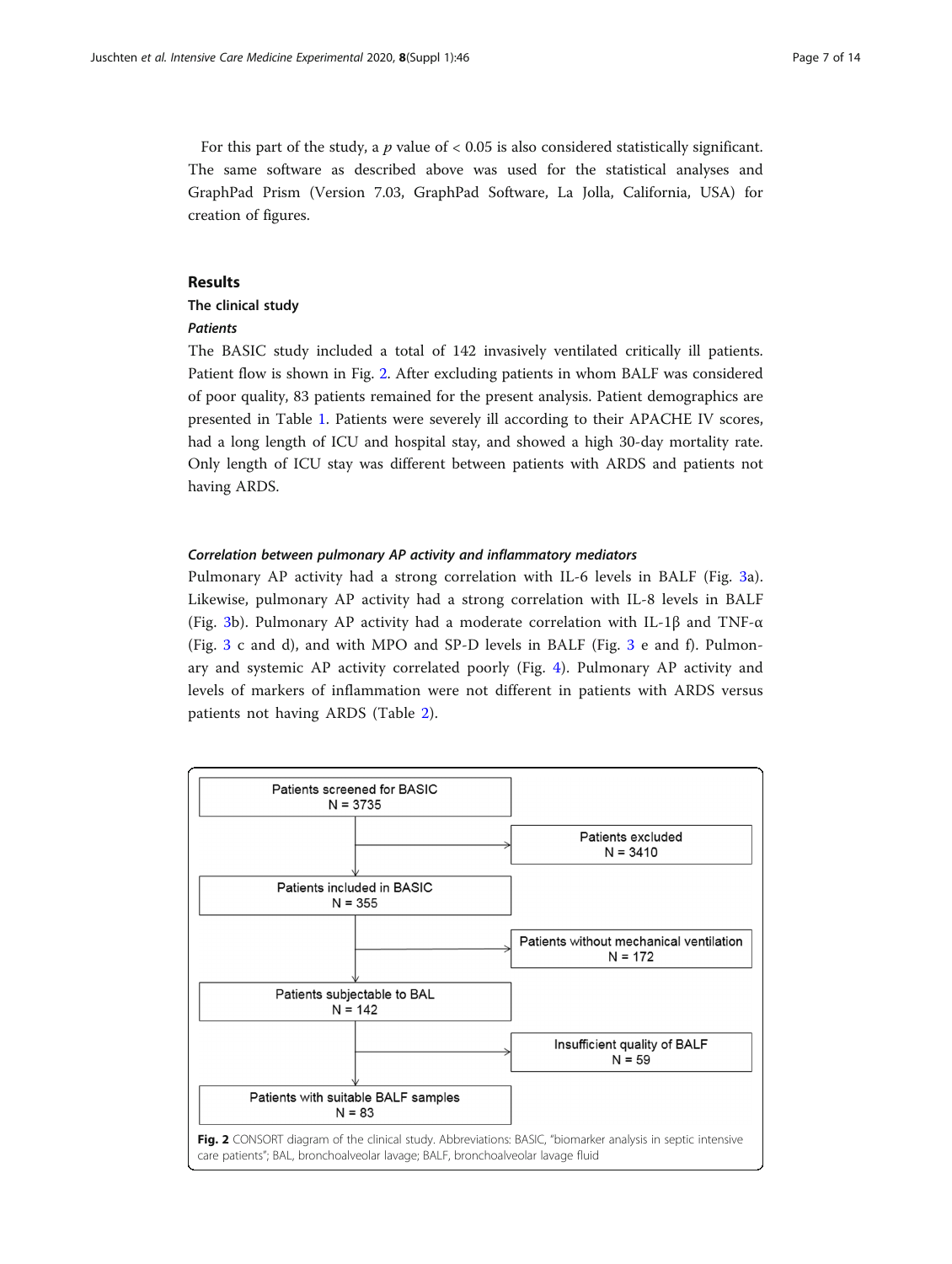For this part of the study, a $p$ value of $< 0.05$ is also considered statistically significant. The same software as described above was used for the statistical analyses and GraphPad Prism (Version 7.03, GraphPad Software, La Jolla, California, USA) for creation of figures.

## Results

### The clinical study

#### *Patients*

The BASIC study included a total of 142 invasively ventilated critically ill patients. Patient flow is shown in Fig. 2. After excluding patients in whom BALF was considered of poor quality, 83 patients remained for the present analysis. Patient demographics are presented in Table 1. Patients were severely ill according to their APACHE IV scores, had a long length of ICU and hospital stay, and showed a high 30-day mortality rate. Only length of ICU stay was different between patients with ARDS and patients not having ARDS.

#### *Correlation between pulmonary AP activity and inflammatory mediators*

Pulmonary AP activity had a strong correlation with IL-6 levels in BALF (Fig. 3a). Likewise, pulmonary AP activity had a strong correlation with IL-8 levels in BALF (Fig. 3b). Pulmonary AP activity had a moderate correlation with IL-1β and TNF-α (Fig. 3 c and d), and with MPO and SP-D levels in BALF (Fig. 3 e and f). Pulmonary and systemic AP activity correlated poorly (Fig. 4). Pulmonary AP activity and levels of markers of inflammation were not different in patients with ARDS versus patients not having ARDS (Table 2).

Patients screened for BASIC
N = 3735

Patients excluded
N = 3410

Patients included in BASIC
N = 355

Patients without mechanical ventilation
N = 172

Patients subjectable to BAL
N = 142

Insufficient quality of BALF
N = 59

Patients with suitable BALF samples
N = 83

**Fig. 2** CONSORT diagram of the clinical study. Abbreviations: BASIC, "biomarker analysis in septic intensive care patients"; BAL, bronchoalveolar lavage; BALF, bronchoalveolar lavage fluid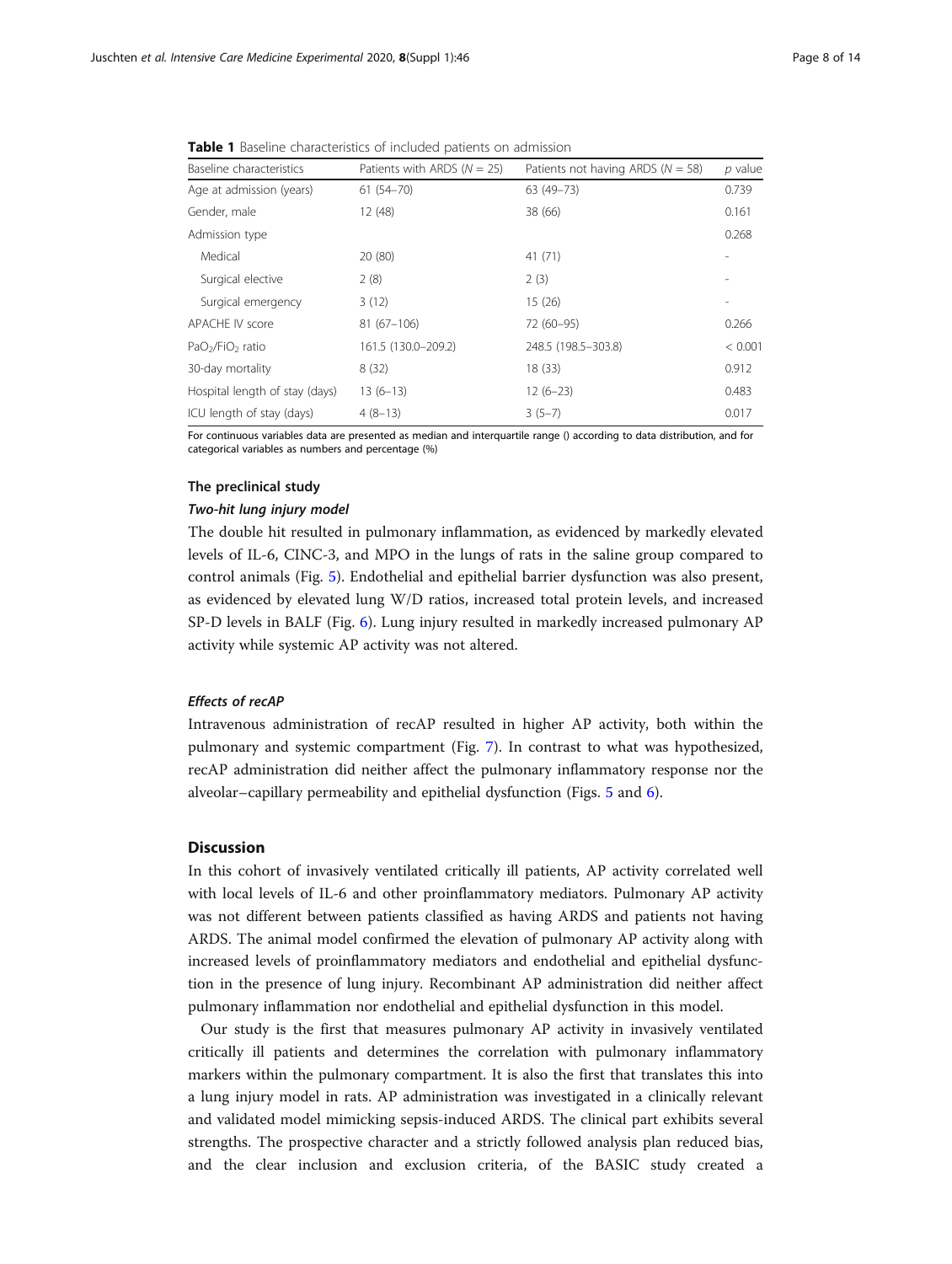**Table 1** Baseline characteristics of included patients on admission

| Baseline characteristics | Patients with ARDS ($N = 25$) | Patients not having ARDS ($N = 58$) | $p$ value |
|---|---|---|---|
| Age at admission (years) | 61 (54–70) | 63 (49–73) | 0.739 |
| Gender, male | 12 (48) | 38 (66) | 0.161 |
| Admission type | | | 0.268 |
| Medical | 20 (80) | 41 (71) | - |
| Surgical elective | 2 (8) | 2 (3) | - |
| Surgical emergency | 3 (12) | 15 (26) | - |
| APACHE IV score | 81 (67–106) | 72 (60–95) | 0.266 |
| $PaO_2/FiO_2$ ratio | 161.5 (130.0–209.2) | 248.5 (198.5–303.8) | < 0.001 |
| 30-day mortality | 8 (32) | 18 (33) | 0.912 |
| Hospital length of stay (days) | 13 (6–13) | 12 (6–23) | 0.483 |
| ICU length of stay (days) | 4 (8–13) | 3 (5–7) | 0.017 |

For continuous variables data are presented as median and interquartile range () according to data distribution, and for categorical variables as numbers and percentage (%)

### The preclinical study

#### *Two-hit lung injury model*

The double hit resulted in pulmonary inflammation, as evidenced by markedly elevated levels of IL-6, CINC-3, and MPO in the lungs of rats in the saline group compared to control animals (Fig. 5). Endothelial and epithelial barrier dysfunction was also present, as evidenced by elevated lung W/D ratios, increased total protein levels, and increased SP-D levels in BALF (Fig. 6). Lung injury resulted in markedly increased pulmonary AP activity while systemic AP activity was not altered.

#### *Effects of recAP*

Intravenous administration of recAP resulted in higher AP activity, both within the pulmonary and systemic compartment (Fig. 7). In contrast to what was hypothesized, recAP administration did neither affect the pulmonary inflammatory response nor the alveolar–capillary permeability and epithelial dysfunction (Figs. 5 and 6).

## Discussion

In this cohort of invasively ventilated critically ill patients, AP activity correlated well with local levels of IL-6 and other proinflammatory mediators. Pulmonary AP activity was not different between patients classified as having ARDS and patients not having ARDS. The animal model confirmed the elevation of pulmonary AP activity along with increased levels of proinflammatory mediators and endothelial and epithelial dysfunction in the presence of lung injury. Recombinant AP administration did neither affect pulmonary inflammation nor endothelial and epithelial dysfunction in this model.

Our study is the first that measures pulmonary AP activity in invasively ventilated critically ill patients and determines the correlation with pulmonary inflammatory markers within the pulmonary compartment. It is also the first that translates this into a lung injury model in rats. AP administration was investigated in a clinically relevant and validated model mimicking sepsis-induced ARDS. The clinical part exhibits several strengths. The prospective character and a strictly followed analysis plan reduced bias, and the clear inclusion and exclusion criteria, of the BASIC study created a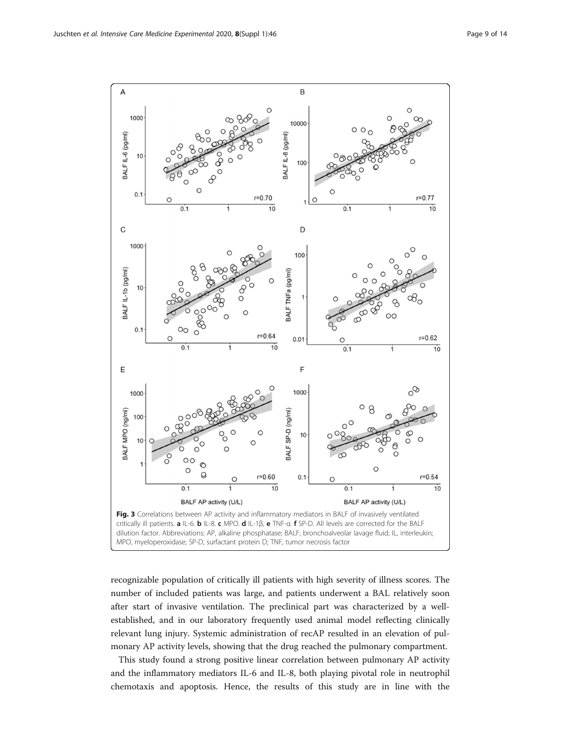**Fig. 3** Correlations between AP activity and inflammatory mediators in BALF of invasively ventilated critically ill patients. **a** IL-6. **b** IL-8. **c** MPO. **d** IL-1β, **e** TNF-α. **f** SP-D. All levels are corrected for the BALF dilution factor. Abbreviations: AP, alkaline phosphatase; BALF, bronchoalveolar lavage fluid; IL, interleukin; MPO, myeloperoxidase; SP-D, surfactant protein D; TNF, tumor necrosis factor

recognizable population of critically ill patients with high severity of illness scores. The number of included patients was large, and patients underwent a BAL relatively soon after start of invasive ventilation. The preclinical part was characterized by a well-established, and in our laboratory frequently used animal model reflecting clinically relevant lung injury. Systemic administration of recAP resulted in an elevation of pulmonary AP activity levels, showing that the drug reached the pulmonary compartment.

This study found a strong positive linear correlation between pulmonary AP activity and the inflammatory mediators IL-6 and IL-8, both playing pivotal role in neutrophil chemotaxis and apoptosis. Hence, the results of this study are in line with the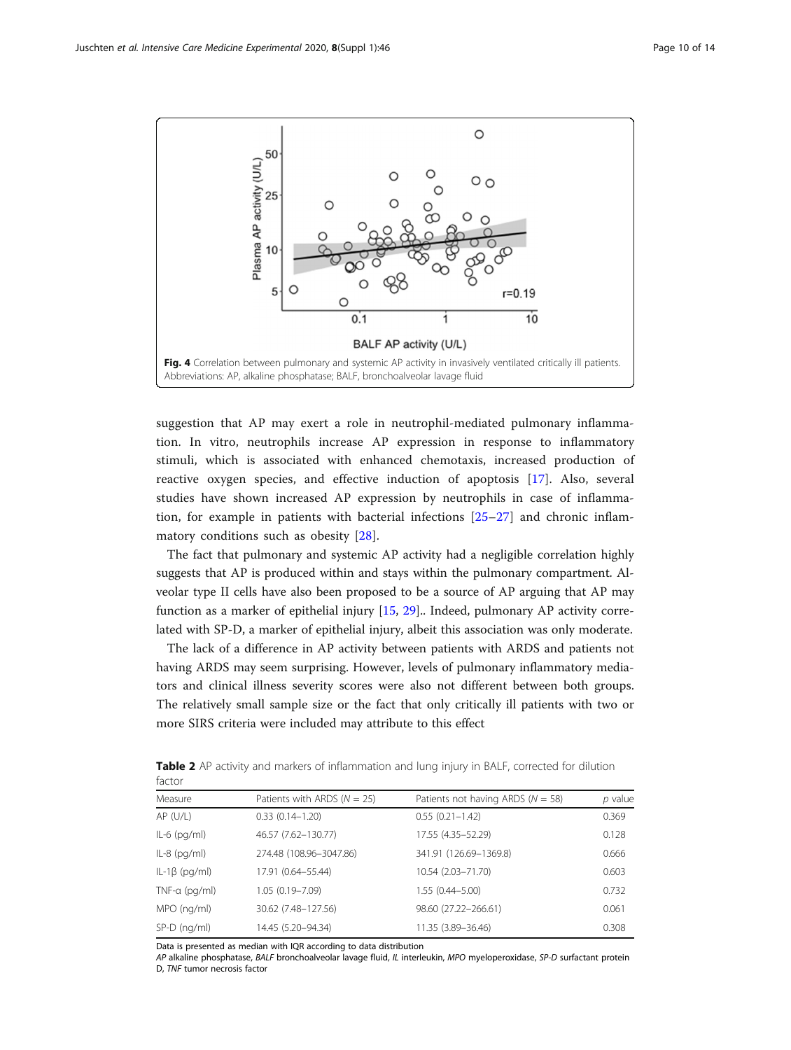**Fig. 4** Correlation between pulmonary and systemic AP activity in invasively ventilated critically ill patients. Abbreviations: AP, alkaline phosphatase; BALF, bronchoalveolar lavage fluid

suggestion that AP may exert a role in neutrophil-mediated pulmonary inflammation. In vitro, neutrophils increase AP expression in response to inflammatory stimuli, which is associated with enhanced chemotaxis, increased production of reactive oxygen species, and effective induction of apoptosis [17]. Also, several studies have shown increased AP expression by neutrophils in case of inflammation, for example in patients with bacterial infections [25–27] and chronic inflammatory conditions such as obesity [28].

The fact that pulmonary and systemic AP activity had a negligible correlation highly suggests that AP is produced within and stays within the pulmonary compartment. Alveolar type II cells have also been proposed to be a source of AP arguing that AP may function as a marker of epithelial injury [15, 29].. Indeed, pulmonary AP activity correlated with SP-D, a marker of epithelial injury, albeit this association was only moderate.

The lack of a difference in AP activity between patients with ARDS and patients not having ARDS may seem surprising. However, levels of pulmonary inflammatory mediators and clinical illness severity scores were also not different between both groups. The relatively small sample size or the fact that only critically ill patients with two or more SIRS criteria were included may attribute to this effect

**Table 2** AP activity and markers of inflammation and lung injury in BALF, corrected for dilution factor

| Measure | Patients with ARDS ($N$ = 25) | Patients not having ARDS ($N$ = 58) | $p$ value |
|---|---|---|---|
| AP (U/L) | 0.33 (0.14–1.20) | 0.55 (0.21–1.42) | 0.369 |
| IL-6 (pg/ml) | 46.57 (7.62–130.77) | 17.55 (4.35–52.29) | 0.128 |
| IL-8 (pg/ml) | 274.48 (108.96–3047.86) | 341.91 (126.69–1369.8) | 0.666 |
| IL-1β (pg/ml) | 17.91 (0.64–55.44) | 10.54 (2.03–71.70) | 0.603 |
| TNF-α (pg/ml) | 1.05 (0.19–7.09) | 1.55 (0.44–5.00) | 0.732 |
| MPO (ng/ml) | 30.62 (7.48–127.56) | 98.60 (27.22–266.61) | 0.061 |
| SP-D (ng/ml) | 14.45 (5.20–94.34) | 11.35 (3.89–36.46) | 0.308 |

Data is presented as median with IQR according to data distribution

*AP* alkaline phosphatase, *BALF* bronchoalveolar lavage fluid, *IL* interleukin, *MPO* myeloperoxidase, *SP-D* surfactant protein D, *TNF* tumor necrosis factor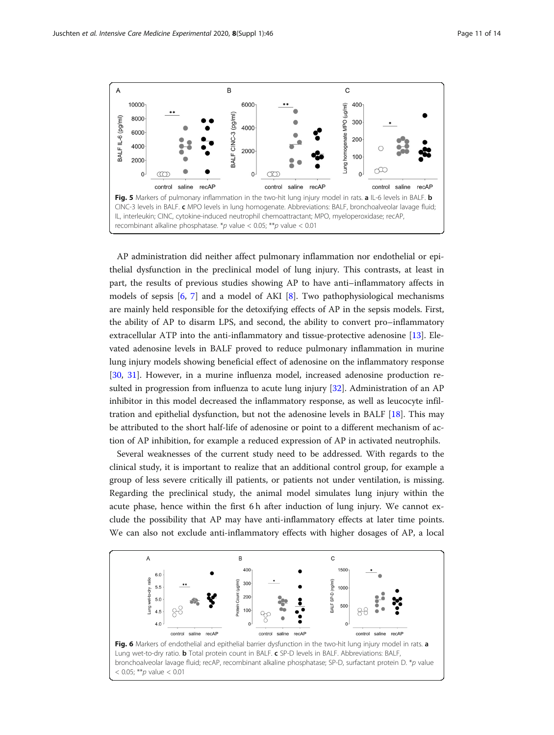Fig. 5 Markers of pulmonary inflammation in the two-hit lung injury model in rats. **a** IL-6 levels in BALF. **b** CINC-3 levels in BALF. **c** MPO levels in lung homogenate. Abbreviations: BALF, bronchoalveolar lavage fluid; IL, interleukin; CINC, cytokine-induced neutrophil chemoattractant; MPO, myeloperoxidase; recAP, recombinant alkaline phosphatase. *$p$ value < 0.05; **$p$ value < 0.01

AP administration did neither affect pulmonary inflammation nor endothelial or epithelial dysfunction in the preclinical model of lung injury. This contrasts, at least in part, the results of previous studies showing AP to have anti–inflammatory affects in models of sepsis [6, 7] and a model of AKI [8]. Two pathophysiological mechanisms are mainly held responsible for the detoxifying effects of AP in the sepsis models. First, the ability of AP to disarm LPS, and second, the ability to convert pro–inflammatory extracellular ATP into the anti-inflammatory and tissue-protective adenosine [13]. Elevated adenosine levels in BALF proved to reduce pulmonary inflammation in murine lung injury models showing beneficial effect of adenosine on the inflammatory response [30, 31]. However, in a murine influenza model, increased adenosine production resulted in progression from influenza to acute lung injury [32]. Administration of an AP inhibitor in this model decreased the inflammatory response, as well as leucocyte infiltration and epithelial dysfunction, but not the adenosine levels in BALF [18]. This may be attributed to the short half-life of adenosine or point to a different mechanism of action of AP inhibition, for example a reduced expression of AP in activated neutrophils.

Several weaknesses of the current study need to be addressed. With regards to the clinical study, it is important to realize that an additional control group, for example a group of less severe critically ill patients, or patients not under ventilation, is missing. Regarding the preclinical study, the animal model simulates lung injury within the acute phase, hence within the first 6 h after induction of lung injury. We cannot exclude the possibility that AP may have anti-inflammatory effects at later time points. We can also not exclude anti-inflammatory effects with higher dosages of AP, a local

Fig. 6 Markers of endothelial and epithelial barrier dysfunction in the two-hit lung injury model in rats. **a** Lung wet-to-dry ratio. **b** Total protein count in BALF. **c** SP-D levels in BALF. Abbreviations: BALF, bronchoalveolar lavage fluid; recAP, recombinant alkaline phosphatase; SP-D, surfactant protein D. *$p$ value < 0.05; **$p$ value < 0.01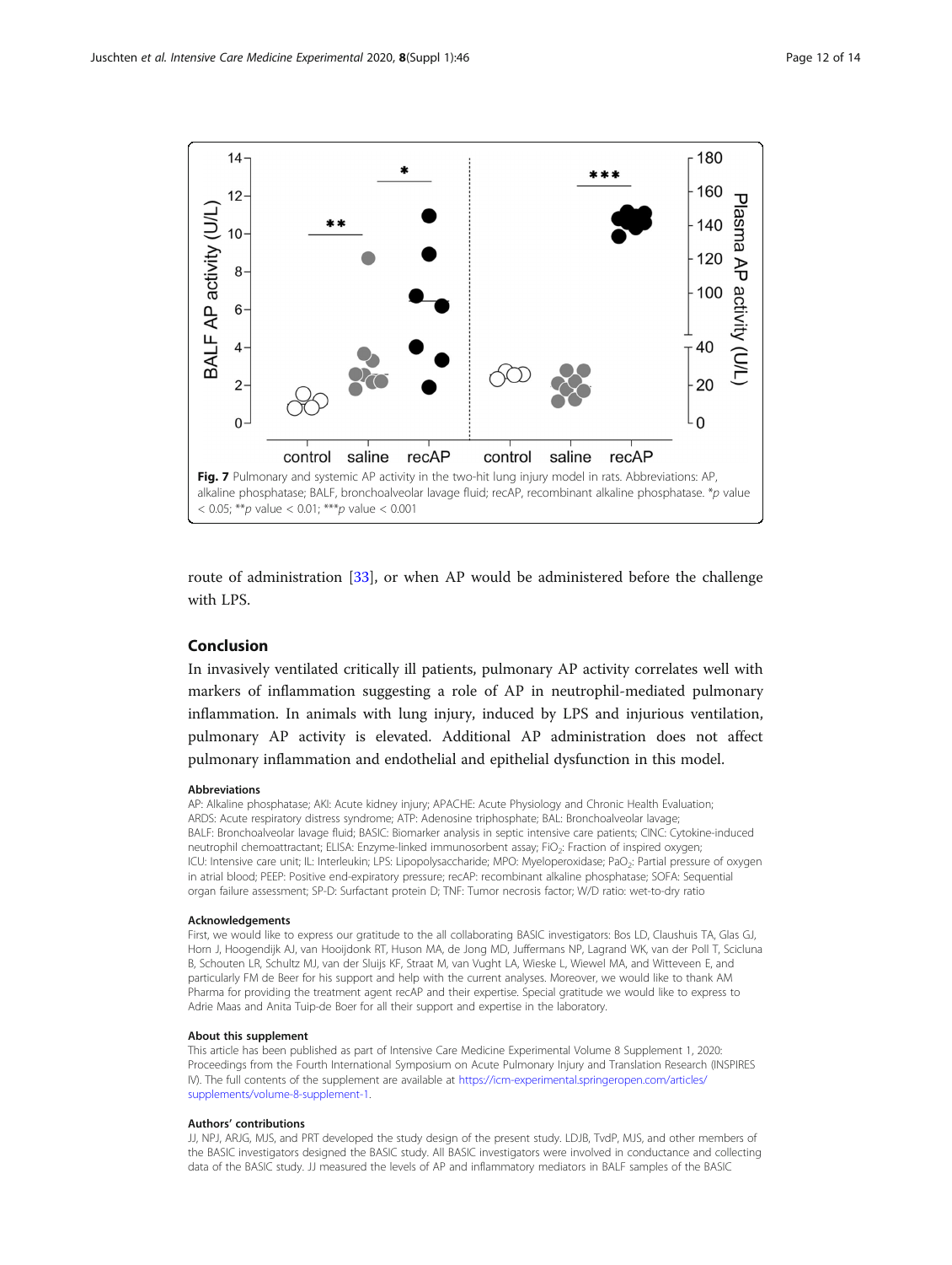Fig. 7 Pulmonary and systemic AP activity in the two-hit lung injury model in rats. Abbreviations: AP, alkaline phosphatase; BALF, bronchoalveolar lavage fluid; recAP, recombinant alkaline phosphatase. *$p$ value < 0.05; **$p$ value < 0.01; ***$p$ value < 0.001

route of administration [33], or when AP would be administered before the challenge with LPS.

## Conclusion

In invasively ventilated critically ill patients, pulmonary AP activity correlates well with markers of inflammation suggesting a role of AP in neutrophil-mediated pulmonary inflammation. In animals with lung injury, induced by LPS and injurious ventilation, pulmonary AP activity is elevated. Additional AP administration does not affect pulmonary inflammation and endothelial and epithelial dysfunction in this model.

### Abbreviations

AP: Alkaline phosphatase; AKI: Acute kidney injury; APACHE: Acute Physiology and Chronic Health Evaluation; ARDS: Acute respiratory distress syndrome; ATP: Adenosine triphosphate; BAL: Bronchoalveolar lavage; BALF: Bronchoalveolar lavage fluid; BASIC: Biomarker analysis in septic intensive care patients; CINC: Cytokine-induced neutrophil chemoattractant; ELISA: Enzyme-linked immunosorbent assay; $FiO_2$: Fraction of inspired oxygen; ICU: Intensive care unit; IL: Interleukin; LPS: Lipopolysaccharide; MPO: Myeloperoxidase; $PaO_2$: Partial pressure of oxygen in atrial blood; PEEP: Positive end-expiratory pressure; recAP: recombinant alkaline phosphatase; SOFA: Sequential organ failure assessment; SP-D: Surfactant protein D; TNF: Tumor necrosis factor; W/D ratio: wet-to-dry ratio

### Acknowledgements

First, we would like to express our gratitude to the all collaborating BASIC investigators: Bos LD, Claushuis TA, Glas GJ, Horn J, Hoogendijk AJ, van Hooijdonk RT, Huson MA, de Jong MD, Juffermans NP, Lagrand WK, van der Poll T, Scicluna B, Schouten LR, Schultz MJ, van der Sluijs KF, Straat M, van Vught LA, Wieske L, Wiewel MA, and Witteveen E, and particularly FM de Beer for his support and help with the current analyses. Moreover, we would like to thank AM Pharma for providing the treatment agent recAP and their expertise. Special gratitude we would like to express to Adrie Maas and Anita Tuip-de Boer for all their support and expertise in the laboratory.

### About this supplement

This article has been published as part of Intensive Care Medicine Experimental Volume 8 Supplement 1, 2020: Proceedings from the Fourth International Symposium on Acute Pulmonary Injury and Translation Research (INSPIRES IV). The full contents of the supplement are available at https://icm-experimental.springeropen.com/articles/supplements/volume-8-supplement-1.

### Authors' contributions

JJ, NPJ, ARJG, MJS, and PRT developed the study design of the present study. LDJB, TvdP, MJS, and other members of the BASIC investigators designed the BASIC study. All BASIC investigators were involved in conductance and collecting data of the BASIC study. JJ measured the levels of AP and inflammatory mediators in BALF samples of the BASIC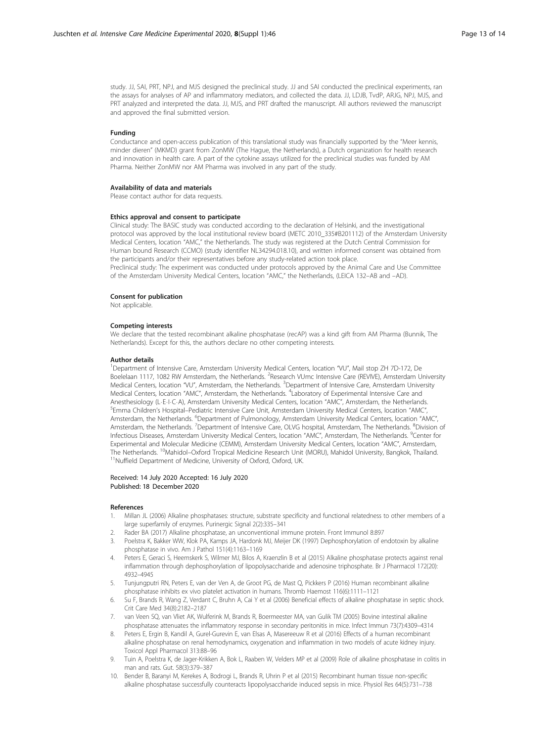study. JJ, SAI, PRT, NPJ, and MJS designed the preclinical study. JJ and SAI conducted the preclinical experiments, ran the assays for analyses of AP and inflammatory mediators, and collected the data. JJ, LDJB, TvdP, ARJG, NPJ, MJS, and PRT analyzed and interpreted the data. JJ, MJS, and PRT drafted the manuscript. All authors reviewed the manuscript and approved the final submitted version.

#### Funding

Conductance and open-access publication of this translational study was financially supported by the "Meer kennis, minder dieren" (MKMD) grant from ZonMW (The Hague, the Netherlands), a Dutch organization for health research and innovation in health care. A part of the cytokine assays utilized for the preclinical studies was funded by AM Pharma. Neither ZonMW nor AM Pharma was involved in any part of the study.

#### Availability of data and materials

Please contact author for data requests.

#### Ethics approval and consent to participate

Clinical study: The BASIC study was conducted according to the declaration of Helsinki, and the investigational protocol was approved by the local institutional review board (METC 2010_335#B201112) of the Amsterdam University Medical Centers, location "AMC," the Netherlands. The study was registered at the Dutch Central Commission for Human bound Research (CCMO) (study identifier NL34294.018.10), and written informed consent was obtained from the participants and/or their representatives before any study-related action took place.

Preclinical study: The experiment was conducted under protocols approved by the Animal Care and Use Committee of the Amsterdam University Medical Centers, location "AMC," the Netherlands, (LEICA 132–AB and –AD).

#### Consent for publication

Not applicable.

#### Competing interests

We declare that the tested recombinant alkaline phosphatase (recAP) was a kind gift from AM Pharma (Bunnik, The Netherlands). Except for this, the authors declare no other competing interests.

#### Author details

[1]Department of Intensive Care, Amsterdam University Medical Centers, location "VU", Mail stop ZH 7D-172, De Boelelaan 1117, 1082 RW Amsterdam, the Netherlands. [2]Research VUmc Intensive Care (REVIVE), Amsterdam University Medical Centers, location "VU", Amsterdam, the Netherlands. [3]Department of Intensive Care, Amsterdam University Medical Centers, location "AMC", Amsterdam, the Netherlands. [4]Laboratory of Experimental Intensive Care and Anesthesiology (L·E·I·C·A), Amsterdam University Medical Centers, location "AMC", Amsterdam, the Netherlands. [5]Emma Children's Hospital–Pediatric Intensive Care Unit, Amsterdam University Medical Centers, location "AMC", Amsterdam, the Netherlands. [6]Department of Pulmonology, Amsterdam University Medical Centers, location "AMC", Amsterdam, the Netherlands. [7]Department of Intensive Care, OLVG hospital, Amsterdam, The Netherlands. [8]Division of Infectious Diseases, Amsterdam University Medical Centers, location "AMC", Amsterdam, The Netherlands. [9]Center for Experimental and Molecular Medicine (CEMM), Amsterdam University Medical Centers, location "AMC", Amsterdam, The Netherlands. [10]Mahidol–Oxford Tropical Medicine Research Unit (MORU), Mahidol University, Bangkok, Thailand. [11]Nuffield Department of Medicine, University of Oxford, Oxford, UK.

Received: 14 July 2020 Accepted: 16 July 2020
Published: 18 December 2020

#### References

1. Millan JL (2006) Alkaline phosphatases: structure, substrate specificity and functional relatedness to other members of a large superfamily of enzymes. Purinergic Signal 2(2):335–341
2. Rader BA (2017) Alkaline phosphatase, an unconventional immune protein. Front Immunol 8:897
3. Poelstra K, Bakker WW, Klok PA, Kamps JA, Hardonk MJ, Meijer DK (1997) Dephosphorylation of endotoxin by alkaline phosphatase in vivo. Am J Pathol 151(4):1163–1169
4. Peters E, Geraci S, Heemskerk S, Wilmer MJ, Bilos A, Kraenzlin B et al (2015) Alkaline phosphatase protects against renal inflammation through dephosphorylation of lipopolysaccharide and adenosine triphosphate. Br J Pharmacol 172(20): 4932–4945
5. Tunjungputri RN, Peters E, van der Ven A, de Groot PG, de Mast Q, Pickkers P (2016) Human recombinant alkaline phosphatase inhibits ex vivo platelet activation in humans. Thromb Haemost 116(6):1111–1121
6. Su F, Brands R, Wang Z, Verdant C, Bruhn A, Cai Y et al (2006) Beneficial effects of alkaline phosphatase in septic shock. Crit Care Med 34(8):2182–2187
7. van Veen SQ, van Vliet AK, Wulferink M, Brands R, Boermeester MA, van Gulik TM (2005) Bovine intestinal alkaline phosphatase attenuates the inflammatory response in secondary peritonitis in mice. Infect Immun 73(7):4309–4314
8. Peters E, Ergin B, Kandil A, Gurel-Gurevin E, van Elsas A, Masereeuw R et al (2016) Effects of a human recombinant alkaline phosphatase on renal hemodynamics, oxygenation and inflammation in two models of acute kidney injury. Toxicol Appl Pharmacol 313:88–96
9. Tuin A, Poelstra K, de Jager-Krikken A, Bok L, Raaben W, Velders MP et al (2009) Role of alkaline phosphatase in colitis in man and rats. Gut. 58(3):379–387
10. Bender B, Baranyi M, Kerekes A, Bodrogi L, Brands R, Uhrin P et al (2015) Recombinant human tissue non-specific alkaline phosphatase successfully counteracts lipopolysaccharide induced sepsis in mice. Physiol Res 64(5):731–738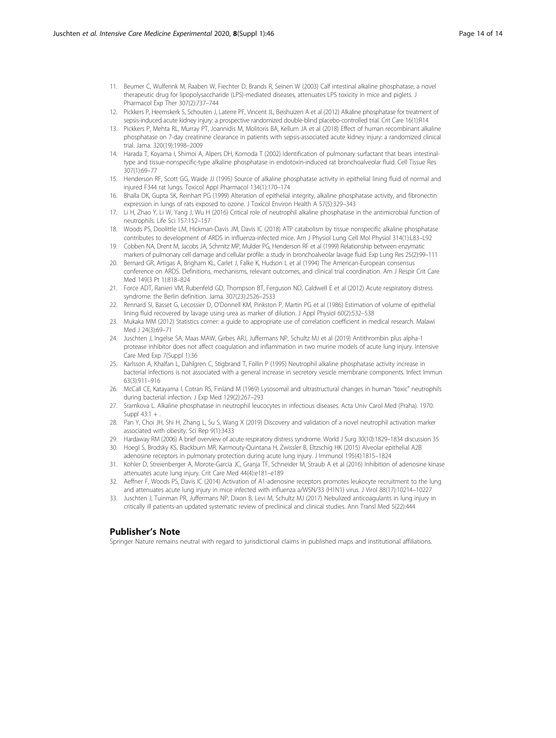11. Beumer C, Wulferink M, Raaben W, Fiechter D, Brands R, Seinen W (2003) Calf intestinal alkaline phosphatase, a novel therapeutic drug for lipopolysaccharide (LPS)-mediated diseases, attenuates LPS toxicity in mice and piglets. J Pharmacol Exp Ther 307(2):737–744
12. Pickkers P, Heemskerk S, Schouten J, Laterre PF, Vincent JL, Beishuizen A et al (2012) Alkaline phosphatase for treatment of sepsis-induced acute kidney injury: a prospective randomized double-blind placebo-controlled trial. Crit Care 16(1):R14
13. Pickkers P, Mehta RL, Murray PT, Joannidis M, Molitoris BA, Kellum JA et al (2018) Effect of human recombinant alkaline phosphatase on 7-day creatinine clearance in patients with sepsis-associated acute kidney injury: a randomized clinical trial. Jama. 320(19):1998–2009
14. Harada T, Koyama I, Shimoi A, Alpers DH, Komoda T (2002) Identification of pulmonary surfactant that bears intestinal-type and tissue-nonspecific-type alkaline phosphatase in endotoxin-induced rat bronchoalveolar fluid. Cell Tissue Res 307(1):69–77
15. Henderson RF, Scott GG, Waide JJ (1995) Source of alkaline phosphatase activity in epithelial lining fluid of normal and injured F344 rat lungs. Toxicol Appl Pharmacol 134(1):170–174
16. Bhalla DK, Gupta SK, Reinhart PG (1999) Alteration of epithelial integrity, alkaline phosphatase activity, and fibronectin expression in lungs of rats exposed to ozone. J Toxicol Environ Health A 57(5):329–343
17. Li H, Zhao Y, Li W, Yang J, Wu H (2016) Critical role of neutrophil alkaline phosphatase in the antimicrobial function of neutrophils. Life Sci 157:152–157
18. Woods PS, Doolittle LM, Hickman-Davis JM, Davis IC (2018) ATP catabolism by tissue nonspecific alkaline phosphatase contributes to development of ARDS in influenza-infected mice. Am J Physiol Lung Cell Mol Physiol 314(1):L83–L92
19. Cobben NA, Drent M, Jacobs JA, Schmitz MP, Mulder PG, Henderson RF et al (1999) Relationship between enzymatic markers of pulmonary cell damage and cellular profile: a study in bronchoalveolar lavage fluid. Exp Lung Res 25(2):99–111
20. Bernard GR, Artigas A, Brigham KL, Carlet J, Falke K, Hudson L et al (1994) The American-European consensus conference on ARDS. Definitions, mechanisms, relevant outcomes, and clinical trial coordination. Am J Respir Crit Care Med 149(3 Pt 1):818–824
21. Force ADT, Ranieri VM, Rubenfeld GD, Thompson BT, Ferguson ND, Caldwell E et al (2012) Acute respiratory distress syndrome: the Berlin definition. Jama. 307(23):2526–2533
22. Rennard SI, Basset G, Lecossier D, O'Donnell KM, Pinkston P, Martin PG et al (1986) Estimation of volume of epithelial lining fluid recovered by lavage using urea as marker of dilution. J Appl Physiol 60(2):532–538
23. Mukaka MM (2012) Statistics corner: a guide to appropriate use of correlation coefficient in medical research. Malawi Med J 24(3):69–71
24. Juschten J, Ingelse SA, Maas MAW, Girbes ARJ, Juffermans NP, Schultz MJ et al (2019) Antithrombin plus alpha-1 protease inhibitor does not affect coagulation and inflammation in two murine models of acute lung injury. Intensive Care Med Exp 7(Suppl 1):36
25. Karlsson A, Khalfan L, Dahlgren C, Stigbrand T, Follin P (1995) Neutrophil alkaline phosphatase activity increase in bacterial infections is not associated with a general increase in secretory vesicle membrane components. Infect Immun 63(3):911–916
26. McCall CE, Katayama I, Cotran RS, Finland M (1969) Lysosomal and ultrastructural changes in human "toxic" neutrophils during bacterial infection. J Exp Med 129(2):267–293
27. Sramkova L. Alkaline phosphatase in neutrophil leucocytes in infectious diseases. Acta Univ Carol Med (Praha). 1970: Suppl 43:1 + .
28. Pan Y, Choi JH, Shi H, Zhang L, Su S, Wang X (2019) Discovery and validation of a novel neutrophil activation marker associated with obesity. Sci Rep 9(1):3433
29. Hardaway RM (2006) A brief overview of acute respiratory distress syndrome. World J Surg 30(10):1829–1834 discussion 35
30. Hoegl S, Brodsky KS, Blackburn MR, Karmouty-Quintana H, Zwissler B, Eltzschig HK (2015) Alveolar epithelial A2B adenosine receptors in pulmonary protection during acute lung injury. J Immunol 195(4):1815–1824
31. Kohler D, Streienberger A, Morote-Garcia JC, Granja TF, Schneider M, Straub A et al (2016) Inhibition of adenosine kinase attenuates acute lung injury. Crit Care Med 44(4):e181–e189
32. Aeffner F, Woods PS, Davis IC (2014) Activation of A1-adenosine receptors promotes leukocyte recruitment to the lung and attenuates acute lung injury in mice infected with influenza a/WSN/33 (H1N1) virus. J Virol 88(17):10214–10227
33. Juschten J, Tuinman PR, Juffermans NP, Dixon B, Levi M, Schultz MJ (2017) Nebulized anticoagulants in lung injury in critically ill patients-an updated systematic review of preclinical and clinical studies. Ann Transl Med 5(22):444

## Publisher's Note

Springer Nature remains neutral with regard to jurisdictional claims in published maps and institutional affiliations.